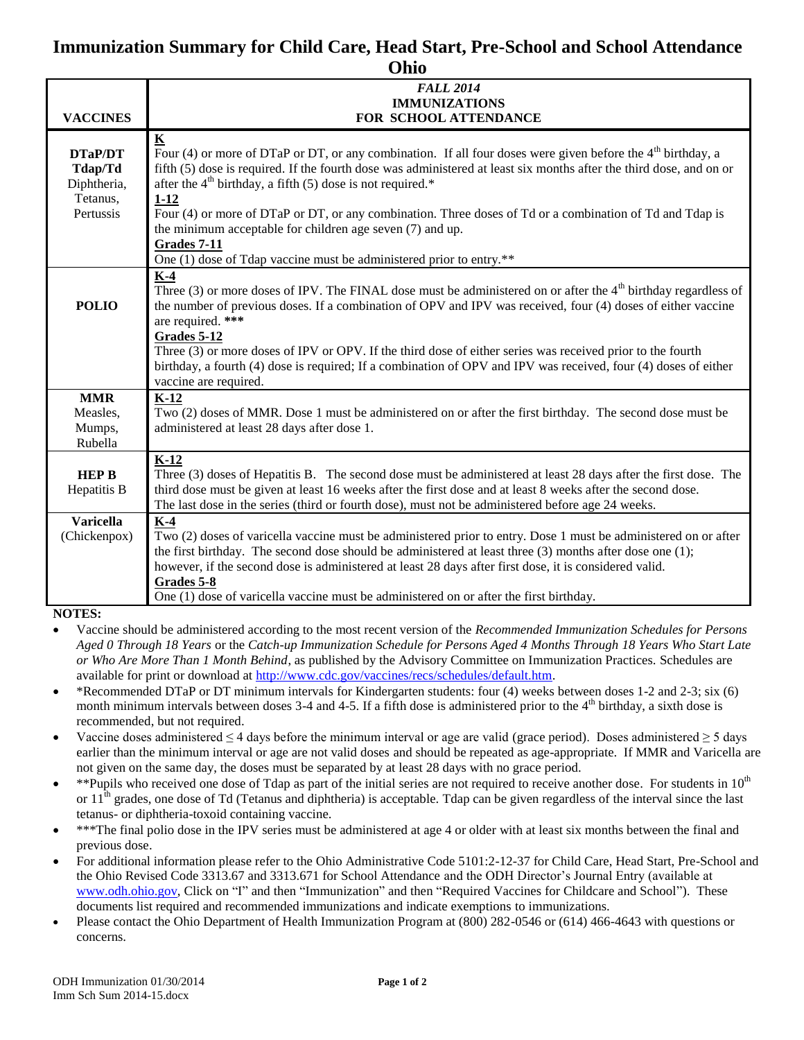# Immunization Summary for Child Care, Head Start, Pre-School and School Attendance Ohio

| VACCINES | *FALL 2014* **IMMUNIZATIONS FOR SCHOOL ATTENDANCE** |
|---|---|
| **DTaP/DT Tdap/Td** Diphtheria, Tetanus, Pertussis | **K** <br> Four (4) or more of DTaP or DT, or any combination. If all four doses were given before the 4th birthday, a fifth (5) dose is required. If the fourth dose was administered at least six months after the third dose, and on or after the 4th birthday, a fifth (5) dose is not required.* <br> **1-12** <br> Four (4) or more of DTaP or DT, or any combination. Three doses of Td or a combination of Td and Tdap is the minimum acceptable for children age seven (7) and up. <br> **Grades 7-11** <br> One (1) dose of Tdap vaccine must be administered prior to entry.** |
| **POLIO** | **K-4** <br> Three (3) or more doses of IPV. The FINAL dose must be administered on or after the 4th birthday regardless of the number of previous doses. If a combination of OPV and IPV was received, four (4) doses of either vaccine are required. *** <br> **Grades 5-12** <br> Three (3) or more doses of IPV or OPV. If the third dose of either series was received prior to the fourth birthday, a fourth (4) dose is required; If a combination of OPV and IPV was received, four (4) doses of either vaccine are required. |
| **MMR** Measles, Mumps, Rubella | **K-12** <br> Two (2) doses of MMR. Dose 1 must be administered on or after the first birthday. The second dose must be administered at least 28 days after dose 1. |
| **HEP B** Hepatitis B | **K-12** <br> Three (3) doses of Hepatitis B. The second dose must be administered at least 28 days after the first dose. The third dose must be given at least 16 weeks after the first dose and at least 8 weeks after the second dose. The last dose in the series (third or fourth dose), must not be administered before age 24 weeks. |
| **Varicella** (Chickenpox) | **K-4** <br> Two (2) doses of varicella vaccine must be administered prior to entry. Dose 1 must be administered on or after the first birthday. The second dose should be administered at least three (3) months after dose one (1); however, if the second dose is administered at least 28 days after first dose, it is considered valid. <br> **Grades 5-8** <br> One (1) dose of varicella vaccine must be administered on or after the first birthday. |

**NOTES:**

- Vaccine should be administered according to the most recent version of the *Recommended Immunization Schedules for Persons Aged 0 Through 18 Years* or the *Catch-up Immunization Schedule for Persons Aged 4 Months Through 18 Years Who Start Late or Who Are More Than 1 Month Behind*, as published by the Advisory Committee on Immunization Practices. Schedules are available for print or download at http://www.cdc.gov/vaccines/recs/schedules/default.htm.
- *Recommended DTaP or DT minimum intervals for Kindergarten students: four (4) weeks between doses 1-2 and 2-3; six (6) month minimum intervals between doses 3-4 and 4-5. If a fifth dose is administered prior to the 4th birthday, a sixth dose is recommended, but not required.
- Vaccine doses administered ≤ 4 days before the minimum interval or age are valid (grace period). Doses administered ≥ 5 days earlier than the minimum interval or age are not valid doses and should be repeated as age-appropriate. If MMR and Varicella are not given on the same day, the doses must be separated by at least 28 days with no grace period.
- **Pupils who received one dose of Tdap as part of the initial series are not required to receive another dose. For students in 10th or 11th grades, one dose of Td (Tetanus and diphtheria) is acceptable. Tdap can be given regardless of the interval since the last tetanus- or diphtheria-toxoid containing vaccine.
- ***The final polio dose in the IPV series must be administered at age 4 or older with at least six months between the final and previous dose.
- For additional information please refer to the Ohio Administrative Code 5101:2-12-37 for Child Care, Head Start, Pre-School and the Ohio Revised Code 3313.67 and 3313.671 for School Attendance and the ODH Director's Journal Entry (available at www.odh.ohio.gov, Click on "I" and then "Immunization" and then "Required Vaccines for Childcare and School"). These documents list required and recommended immunizations and indicate exemptions to immunizations.
- Please contact the Ohio Department of Health Immunization Program at (800) 282-0546 or (614) 466-4643 with questions or concerns.

ODH Immunization 01/30/2014
Imm Sch Sum 2014-15.docx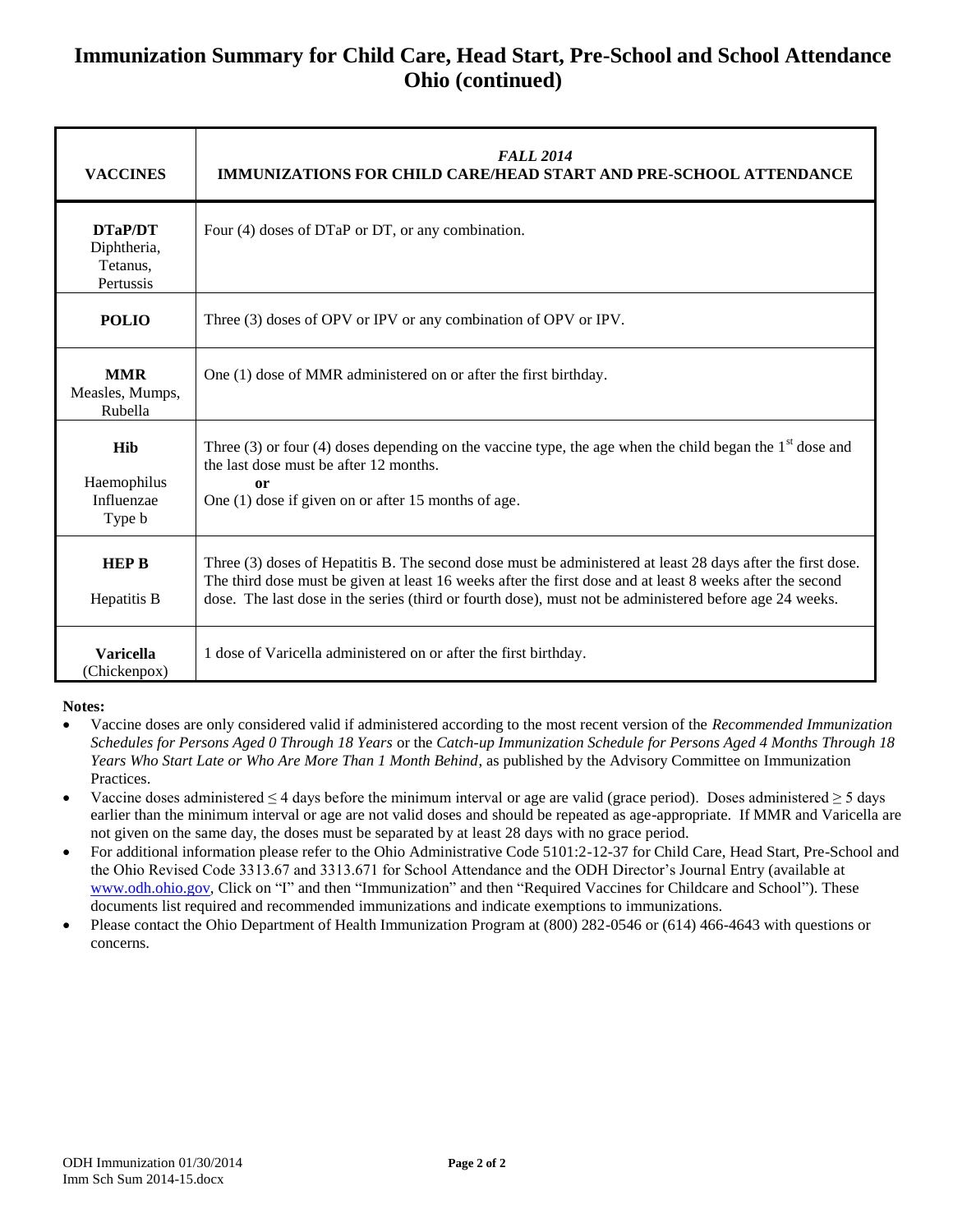# Immunization Summary for Child Care, Head Start, Pre-School and School Attendance Ohio (continued)

| VACCINES | *FALL 2014* IMMUNIZATIONS FOR CHILD CARE/HEAD START AND PRE-SCHOOL ATTENDANCE |
|---|---|
| **DTaP/DT** Diphtheria, Tetanus, Pertussis | Four (4) doses of DTaP or DT, or any combination. |
| **POLIO** | Three (3) doses of OPV or IPV or any combination of OPV or IPV. |
| **MMR** Measles, Mumps, Rubella | One (1) dose of MMR administered on or after the first birthday. |
| **Hib** Haemophilus Influenzae Type b | Three (3) or four (4) doses depending on the vaccine type, the age when the child began the 1st dose and the last dose must be after 12 months. **or** One (1) dose if given on or after 15 months of age. |
| **HEP B** Hepatitis B | Three (3) doses of Hepatitis B. The second dose must be administered at least 28 days after the first dose. The third dose must be given at least 16 weeks after the first dose and at least 8 weeks after the second dose. The last dose in the series (third or fourth dose), must not be administered before age 24 weeks. |
| **Varicella** (Chickenpox) | 1 dose of Varicella administered on or after the first birthday. |

**Notes:**

- Vaccine doses are only considered valid if administered according to the most recent version of the *Recommended Immunization Schedules for Persons Aged 0 Through 18 Years* or the *Catch-up Immunization Schedule for Persons Aged 4 Months Through 18 Years Who Start Late or Who Are More Than 1 Month Behind*, as published by the Advisory Committee on Immunization Practices.
- Vaccine doses administered ≤ 4 days before the minimum interval or age are valid (grace period). Doses administered ≥ 5 days earlier than the minimum interval or age are not valid doses and should be repeated as age-appropriate. If MMR and Varicella are not given on the same day, the doses must be separated by at least 28 days with no grace period.
- For additional information please refer to the Ohio Administrative Code 5101:2-12-37 for Child Care, Head Start, Pre-School and the Ohio Revised Code 3313.67 and 3313.671 for School Attendance and the ODH Director's Journal Entry (available at www.odh.ohio.gov, Click on "I" and then "Immunization" and then "Required Vaccines for Childcare and School"). These documents list required and recommended immunizations and indicate exemptions to immunizations.
- Please contact the Ohio Department of Health Immunization Program at (800) 282-0546 or (614) 466-4643 with questions or concerns.

ODH Immunization 01/30/2014
Imm Sch Sum 2014-15.docx